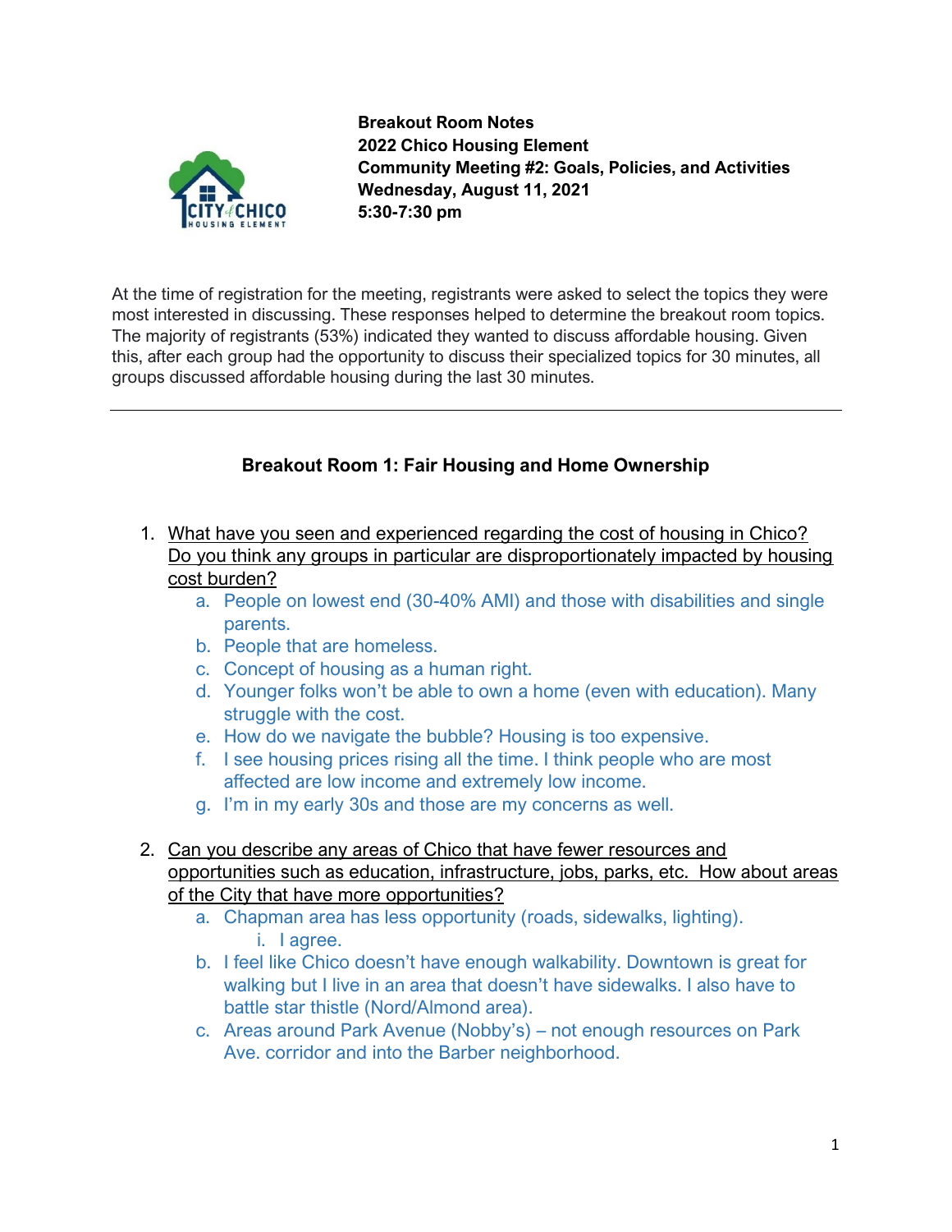**Breakout Room Notes**
**2022 Chico Housing Element**
**Community Meeting #2: Goals, Policies, and Activities**
**Wednesday, August 11, 2021**
**5:30-7:30 pm**

At the time of registration for the meeting, registrants were asked to select the topics they were most interested in discussing. These responses helped to determine the breakout room topics. The majority of registrants (53%) indicated they wanted to discuss affordable housing. Given this, after each group had the opportunity to discuss their specialized topics for 30 minutes, all groups discussed affordable housing during the last 30 minutes.

---

## Breakout Room 1: Fair Housing and Home Ownership

1. What have you seen and experienced regarding the cost of housing in Chico? Do you think any groups in particular are disproportionately impacted by housing cost burden?
   a. People on lowest end (30-40% AMI) and those with disabilities and single parents.
   b. People that are homeless.
   c. Concept of housing as a human right.
   d. Younger folks won't be able to own a home (even with education). Many struggle with the cost.
   e. How do we navigate the bubble? Housing is too expensive.
   f. I see housing prices rising all the time. I think people who are most affected are low income and extremely low income.
   g. I'm in my early 30s and those are my concerns as well.

2. Can you describe any areas of Chico that have fewer resources and opportunities such as education, infrastructure, jobs, parks, etc. How about areas of the City that have more opportunities?
   a. Chapman area has less opportunity (roads, sidewalks, lighting).
      i. I agree.
   b. I feel like Chico doesn't have enough walkability. Downtown is great for walking but I live in an area that doesn't have sidewalks. I also have to battle star thistle (Nord/Almond area).
   c. Areas around Park Avenue (Nobby's) – not enough resources on Park Ave. corridor and into the Barber neighborhood.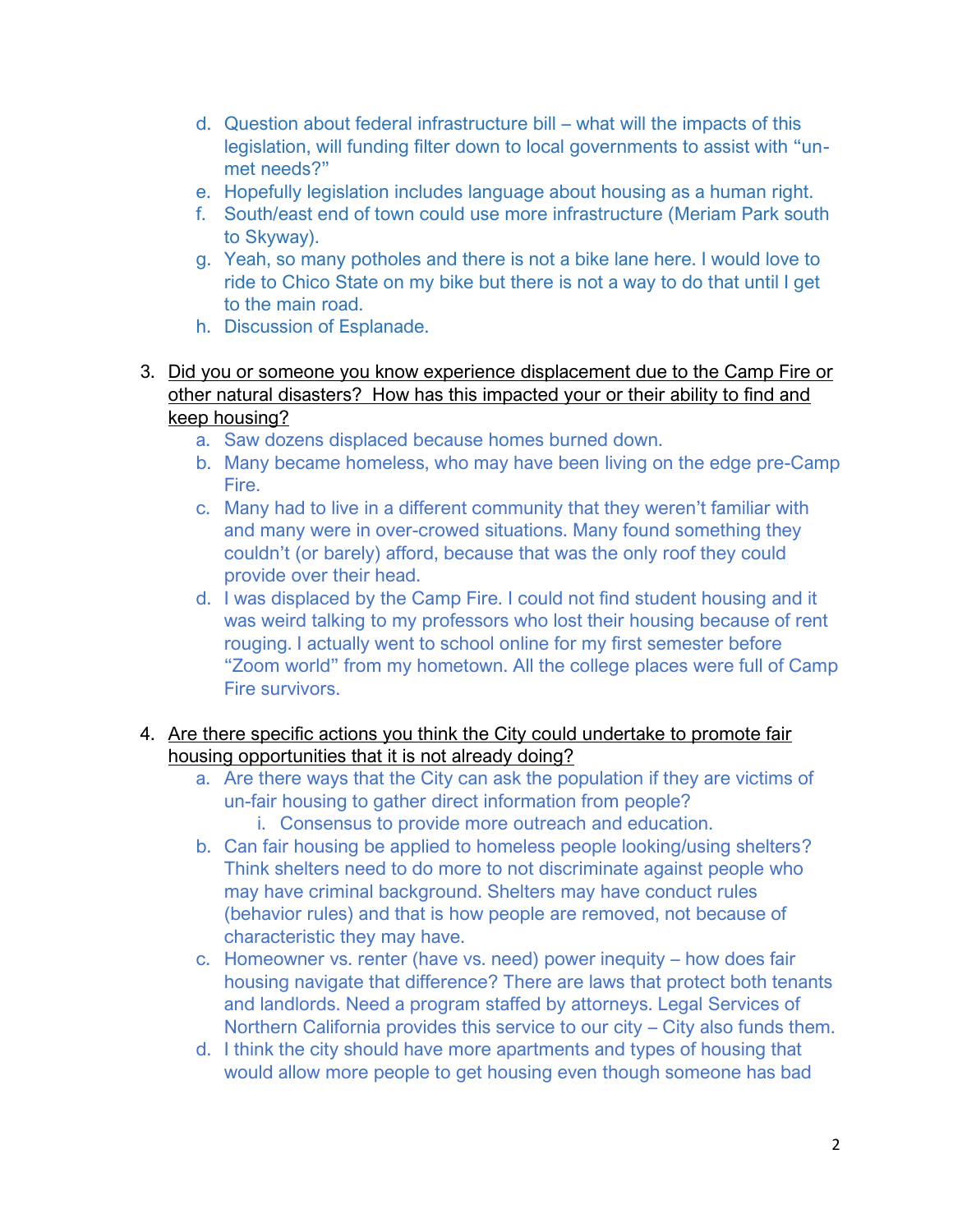d. Question about federal infrastructure bill – what will the impacts of this legislation, will funding filter down to local governments to assist with "un-met needs?"
e. Hopefully legislation includes language about housing as a human right.
f. South/east end of town could use more infrastructure (Meriam Park south to Skyway).
g. Yeah, so many potholes and there is not a bike lane here. I would love to ride to Chico State on my bike but there is not a way to do that until I get to the main road.
h. Discussion of Esplanade.

3. <u>Did you or someone you know experience displacement due to the Camp Fire or other natural disasters? How has this impacted your or their ability to find and keep housing?</u>
    a. Saw dozens displaced because homes burned down.
    b. Many became homeless, who may have been living on the edge pre-Camp Fire.
    c. Many had to live in a different community that they weren't familiar with and many were in over-crowed situations. Many found something they couldn't (or barely) afford, because that was the only roof they could provide over their head.
    d. I was displaced by the Camp Fire. I could not find student housing and it was weird talking to my professors who lost their housing because of rent rouging. I actually went to school online for my first semester before "Zoom world" from my hometown. All the college places were full of Camp Fire survivors.

4. <u>Are there specific actions you think the City could undertake to promote fair housing opportunities that it is not already doing?</u>
    a. Are there ways that the City can ask the population if they are victims of un-fair housing to gather direct information from people?
        i. Consensus to provide more outreach and education.
    b. Can fair housing be applied to homeless people looking/using shelters? Think shelters need to do more to not discriminate against people who may have criminal background. Shelters may have conduct rules (behavior rules) and that is how people are removed, not because of characteristic they may have.
    c. Homeowner vs. renter (have vs. need) power inequity – how does fair housing navigate that difference? There are laws that protect both tenants and landlords. Need a program staffed by attorneys. Legal Services of Northern California provides this service to our city – City also funds them.
    d. I think the city should have more apartments and types of housing that would allow more people to get housing even though someone has bad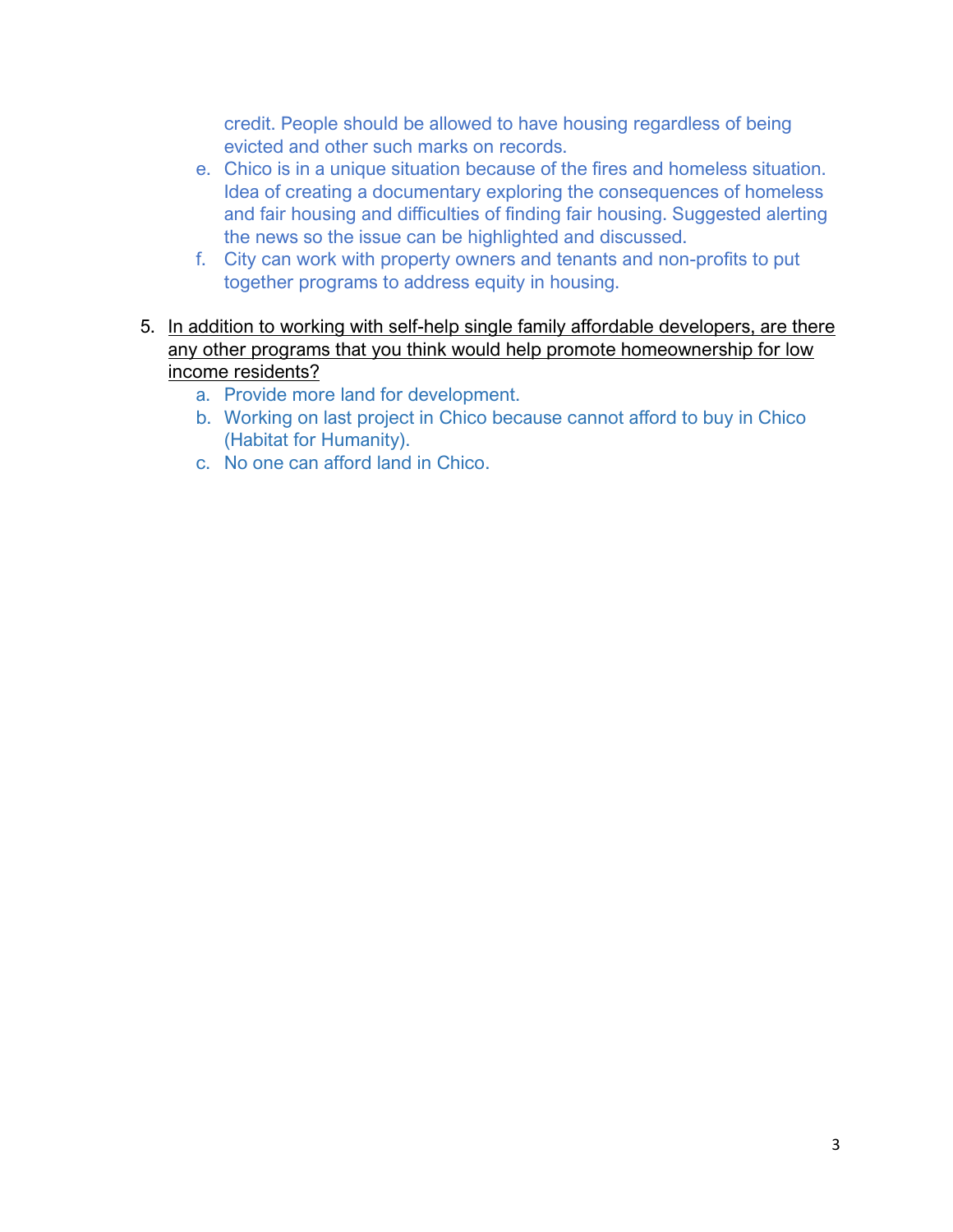credit. People should be allowed to have housing regardless of being evicted and other such marks on records.

   e. Chico is in a unique situation because of the fires and homeless situation. Idea of creating a documentary exploring the consequences of homeless and fair housing and difficulties of finding fair housing. Suggested alerting the news so the issue can be highlighted and discussed.
   f. City can work with property owners and tenants and non-profits to put together programs to address equity in housing.

5. <u>In addition to working with self-help single family affordable developers, are there any other programs that you think would help promote homeownership for low income residents?</u>
   a. Provide more land for development.
   b. Working on last project in Chico because cannot afford to buy in Chico (Habitat for Humanity).
   c. No one can afford land in Chico.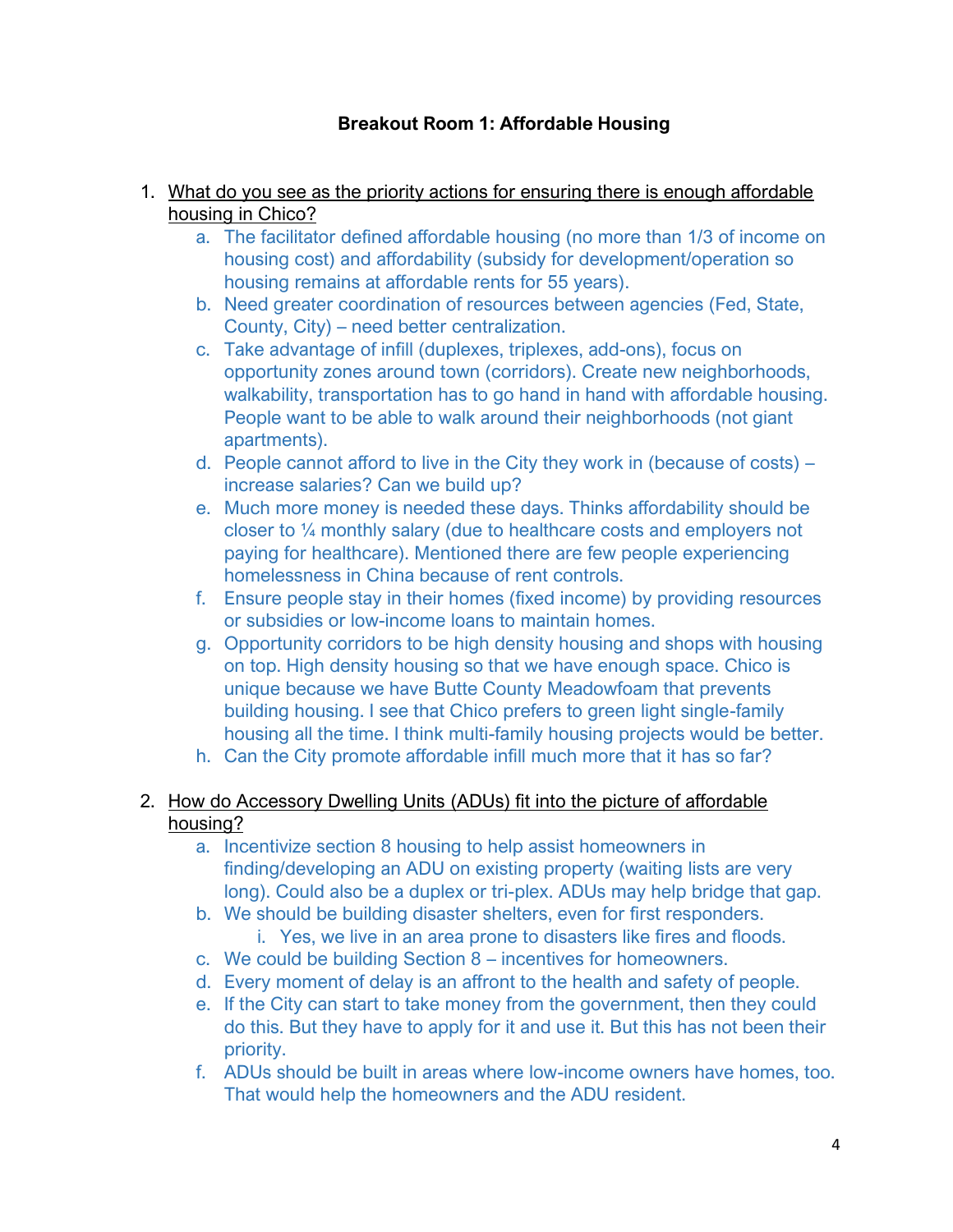**Breakout Room 1: Affordable Housing**

1. <u>What do you see as the priority actions for ensuring there is enough affordable housing in Chico?</u>
   a. The facilitator defined affordable housing (no more than 1/3 of income on housing cost) and affordability (subsidy for development/operation so housing remains at affordable rents for 55 years).
   b. Need greater coordination of resources between agencies (Fed, State, County, City) – need better centralization.
   c. Take advantage of infill (duplexes, triplexes, add-ons), focus on opportunity zones around town (corridors). Create new neighborhoods, walkability, transportation has to go hand in hand with affordable housing. People want to be able to walk around their neighborhoods (not giant apartments).
   d. People cannot afford to live in the City they work in (because of costs) – increase salaries? Can we build up?
   e. Much more money is needed these days. Thinks affordability should be closer to ¼ monthly salary (due to healthcare costs and employers not paying for healthcare). Mentioned there are few people experiencing homelessness in China because of rent controls.
   f. Ensure people stay in their homes (fixed income) by providing resources or subsidies or low-income loans to maintain homes.
   g. Opportunity corridors to be high density housing and shops with housing on top. High density housing so that we have enough space. Chico is unique because we have Butte County Meadowfoam that prevents building housing. I see that Chico prefers to green light single-family housing all the time. I think multi-family housing projects would be better.
   h. Can the City promote affordable infill much more that it has so far?

2. <u>How do Accessory Dwelling Units (ADUs) fit into the picture of affordable housing?</u>
   a. Incentivize section 8 housing to help assist homeowners in finding/developing an ADU on existing property (waiting lists are very long). Could also be a duplex or tri-plex. ADUs may help bridge that gap.
   b. We should be building disaster shelters, even for first responders.
      i. Yes, we live in an area prone to disasters like fires and floods.
   c. We could be building Section 8 – incentives for homeowners.
   d. Every moment of delay is an affront to the health and safety of people.
   e. If the City can start to take money from the government, then they could do this. But they have to apply for it and use it. But this has not been their priority.
   f. ADUs should be built in areas where low-income owners have homes, too. That would help the homeowners and the ADU resident.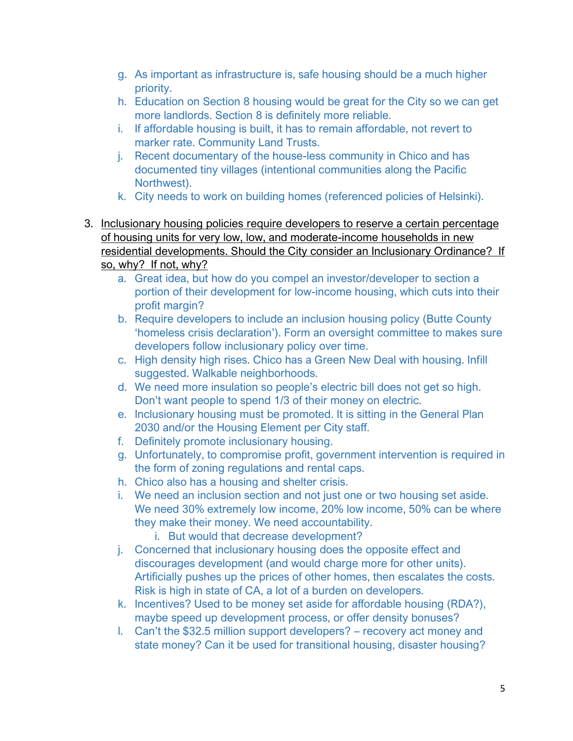g. As important as infrastructure is, safe housing should be a much higher priority.
h. Education on Section 8 housing would be great for the City so we can get more landlords. Section 8 is definitely more reliable.
i. If affordable housing is built, it has to remain affordable, not revert to marker rate. Community Land Trusts.
j. Recent documentary of the house-less community in Chico and has documented tiny villages (intentional communities along the Pacific Northwest).
k. City needs to work on building homes (referenced policies of Helsinki).

3. <u>Inclusionary housing policies require developers to reserve a certain percentage of housing units for very low, low, and moderate-income households in new residential developments. Should the City consider an Inclusionary Ordinance? If so, why? If not, why?</u>
   a. Great idea, but how do you compel an investor/developer to section a portion of their development for low-income housing, which cuts into their profit margin?
   b. Require developers to include an inclusion housing policy (Butte County 'homeless crisis declaration'). Form an oversight committee to makes sure developers follow inclusionary policy over time.
   c. High density high rises. Chico has a Green New Deal with housing. Infill suggested. Walkable neighborhoods.
   d. We need more insulation so people's electric bill does not get so high. Don't want people to spend 1/3 of their money on electric.
   e. Inclusionary housing must be promoted. It is sitting in the General Plan 2030 and/or the Housing Element per City staff.
   f. Definitely promote inclusionary housing.
   g. Unfortunately, to compromise profit, government intervention is required in the form of zoning regulations and rental caps.
   h. Chico also has a housing and shelter crisis.
   i. We need an inclusion section and not just one or two housing set aside. We need 30% extremely low income, 20% low income, 50% can be where they make their money. We need accountability.
      i. But would that decrease development?
   j. Concerned that inclusionary housing does the opposite effect and discourages development (and would charge more for other units). Artificially pushes up the prices of other homes, then escalates the costs. Risk is high in state of CA, a lot of a burden on developers.
   k. Incentives? Used to be money set aside for affordable housing (RDA?), maybe speed up development process, or offer density bonuses?
   l. Can't the $32.5 million support developers? – recovery act money and state money? Can it be used for transitional housing, disaster housing?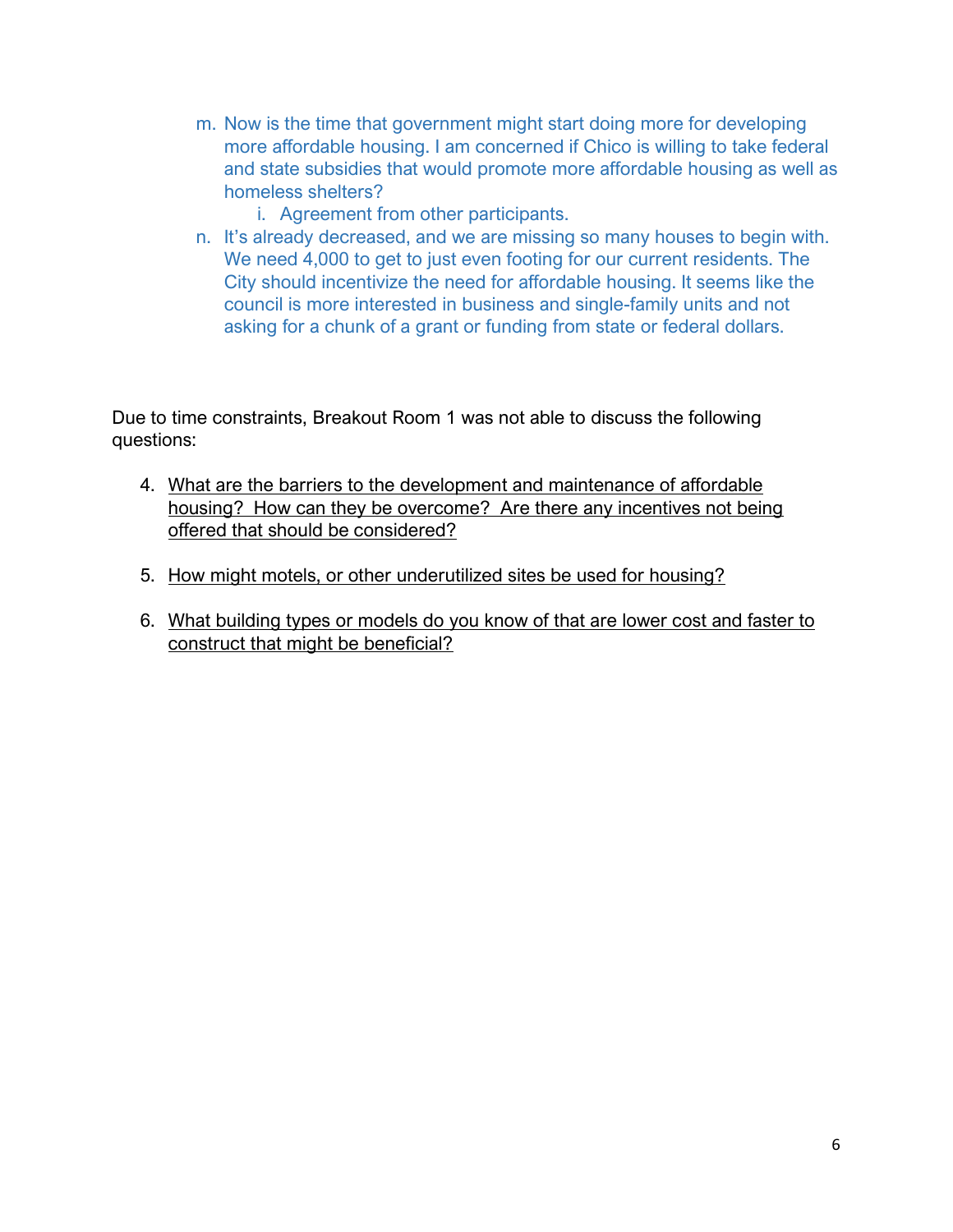m. Now is the time that government might start doing more for developing more affordable housing. I am concerned if Chico is willing to take federal and state subsidies that would promote more affordable housing as well as homeless shelters?
    i. Agreement from other participants.

n. It's already decreased, and we are missing so many houses to begin with. We need 4,000 to get to just even footing for our current residents. The City should incentivize the need for affordable housing. It seems like the council is more interested in business and single-family units and not asking for a chunk of a grant or funding from state or federal dollars.

Due to time constraints, Breakout Room 1 was not able to discuss the following questions:

4. <u>What are the barriers to the development and maintenance of affordable housing? How can they be overcome? Are there any incentives not being offered that should be considered?</u>

5. <u>How might motels, or other underutilized sites be used for housing?</u>

6. <u>What building types or models do you know of that are lower cost and faster to construct that might be beneficial?</u>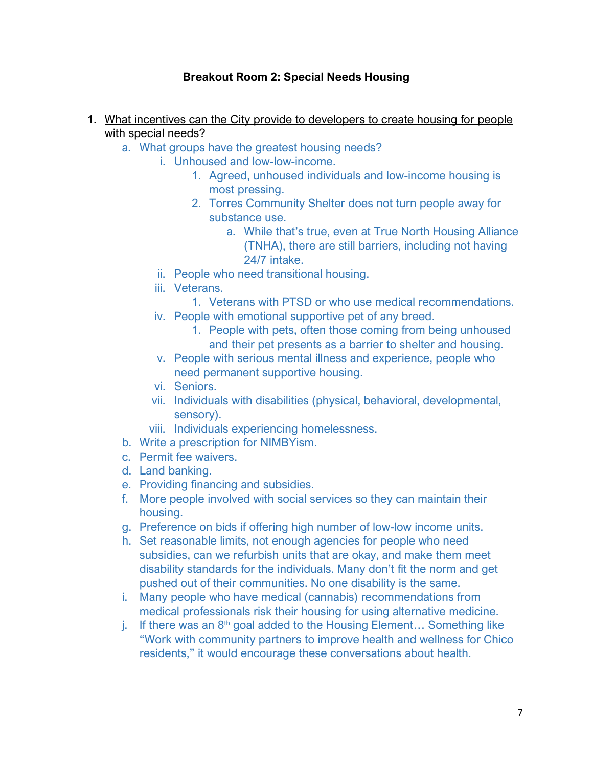**Breakout Room 2: Special Needs Housing**

1. What incentives can the City provide to developers to create housing for people with special needs?
    a. What groups have the greatest housing needs?
        i. Unhoused and low-low-income.
            1. Agreed, unhoused individuals and low-income housing is most pressing.
            2. Torres Community Shelter does not turn people away for substance use.
                a. While that's true, even at True North Housing Alliance (TNHA), there are still barriers, including not having 24/7 intake.
        ii. People who need transitional housing.
        iii. Veterans.
            1. Veterans with PTSD or who use medical recommendations.
        iv. People with emotional supportive pet of any breed.
            1. People with pets, often those coming from being unhoused and their pet presents as a barrier to shelter and housing.
        v. People with serious mental illness and experience, people who need permanent supportive housing.
        vi. Seniors.
        vii. Individuals with disabilities (physical, behavioral, developmental, sensory).
        viii. Individuals experiencing homelessness.
    b. Write a prescription for NIMBYism.
    c. Permit fee waivers.
    d. Land banking.
    e. Providing financing and subsidies.
    f. More people involved with social services so they can maintain their housing.
    g. Preference on bids if offering high number of low-low income units.
    h. Set reasonable limits, not enough agencies for people who need subsidies, can we refurbish units that are okay, and make them meet disability standards for the individuals. Many don't fit the norm and get pushed out of their communities. No one disability is the same.
    i. Many people who have medical (cannabis) recommendations from medical professionals risk their housing for using alternative medicine.
    j. If there was an 8th goal added to the Housing Element… Something like "Work with community partners to improve health and wellness for Chico residents," it would encourage these conversations about health.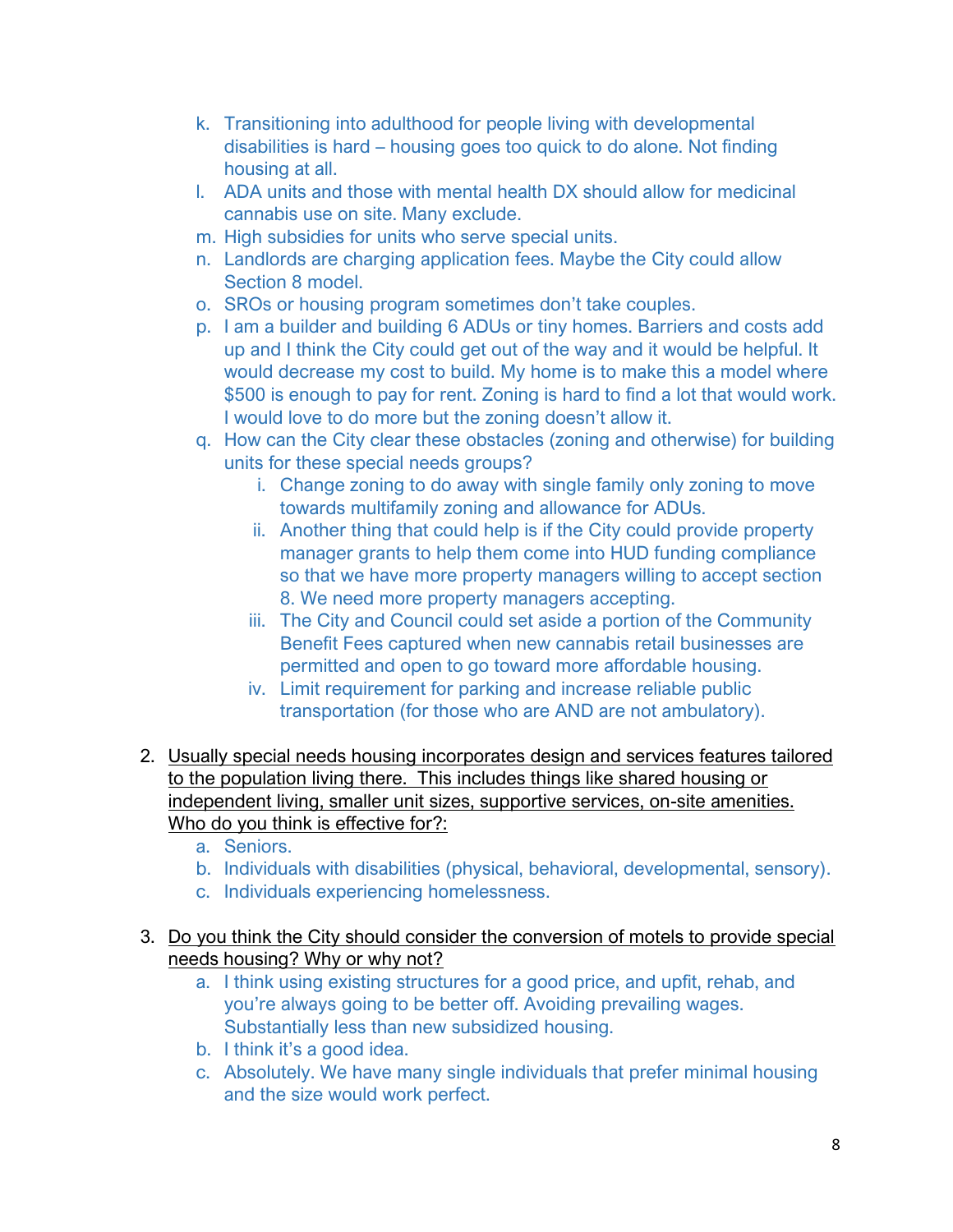k. Transitioning into adulthood for people living with developmental disabilities is hard – housing goes too quick to do alone. Not finding housing at all.
   l. ADA units and those with mental health DX should allow for medicinal cannabis use on site. Many exclude.
   m. High subsidies for units who serve special units.
   n. Landlords are charging application fees. Maybe the City could allow Section 8 model.
   o. SROs or housing program sometimes don't take couples.
   p. I am a builder and building 6 ADUs or tiny homes. Barriers and costs add up and I think the City could get out of the way and it would be helpful. It would decrease my cost to build. My home is to make this a model where $500 is enough to pay for rent. Zoning is hard to find a lot that would work. I would love to do more but the zoning doesn't allow it.
   q. How can the City clear these obstacles (zoning and otherwise) for building units for these special needs groups?
      i. Change zoning to do away with single family only zoning to move towards multifamily zoning and allowance for ADUs.
      ii. Another thing that could help is if the City could provide property manager grants to help them come into HUD funding compliance so that we have more property managers willing to accept section 8. We need more property managers accepting.
      iii. The City and Council could set aside a portion of the Community Benefit Fees captured when new cannabis retail businesses are permitted and open to go toward more affordable housing.
      iv. Limit requirement for parking and increase reliable public transportation (for those who are AND are not ambulatory).

2. <u>Usually special needs housing incorporates design and services features tailored to the population living there. This includes things like shared housing or independent living, smaller unit sizes, supportive services, on-site amenities. Who do you think is effective for?:</u>
   a. Seniors.
   b. Individuals with disabilities (physical, behavioral, developmental, sensory).
   c. Individuals experiencing homelessness.

3. <u>Do you think the City should consider the conversion of motels to provide special needs housing? Why or why not?</u>
   a. I think using existing structures for a good price, and upfit, rehab, and you're always going to be better off. Avoiding prevailing wages. Substantially less than new subsidized housing.
   b. I think it's a good idea.
   c. Absolutely. We have many single individuals that prefer minimal housing and the size would work perfect.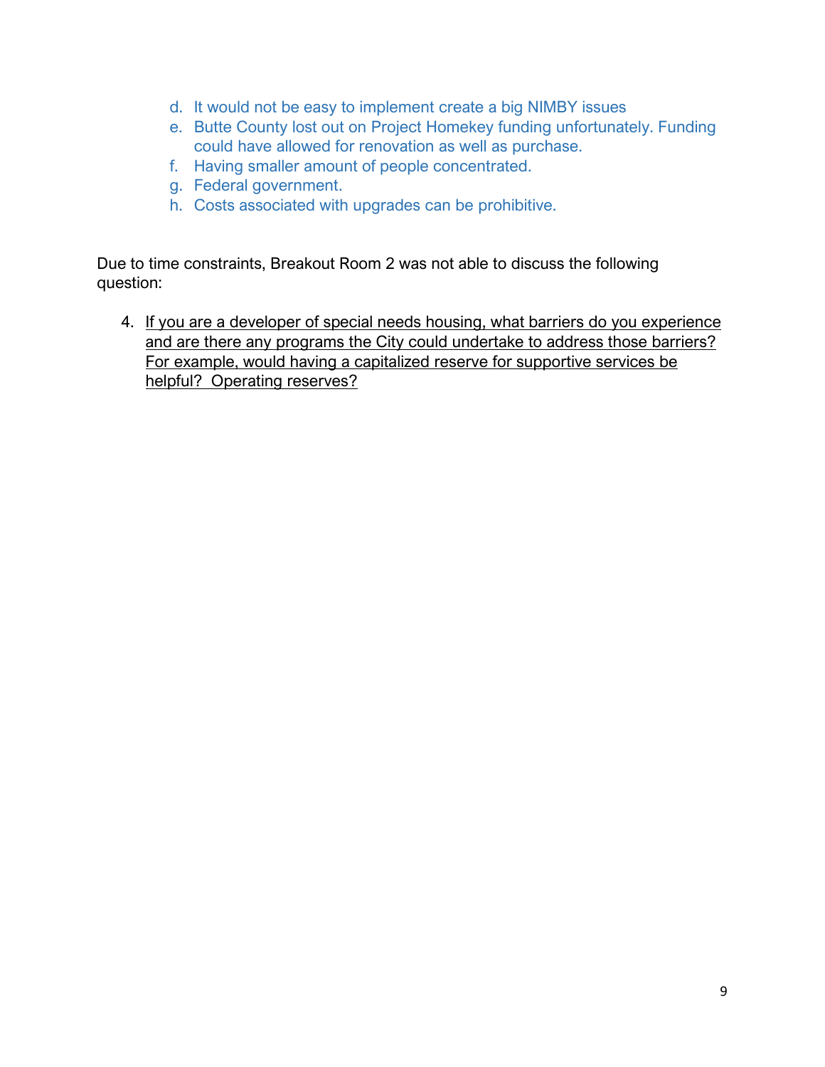d. It would not be easy to implement create a big NIMBY issues
e. Butte County lost out on Project Homekey funding unfortunately. Funding could have allowed for renovation as well as purchase.
f. Having smaller amount of people concentrated.
g. Federal government.
h. Costs associated with upgrades can be prohibitive.

Due to time constraints, Breakout Room 2 was not able to discuss the following question:

4. <u>If you are a developer of special needs housing, what barriers do you experience and are there any programs the City could undertake to address those barriers? For example, would having a capitalized reserve for supportive services be helpful? Operating reserves?</u>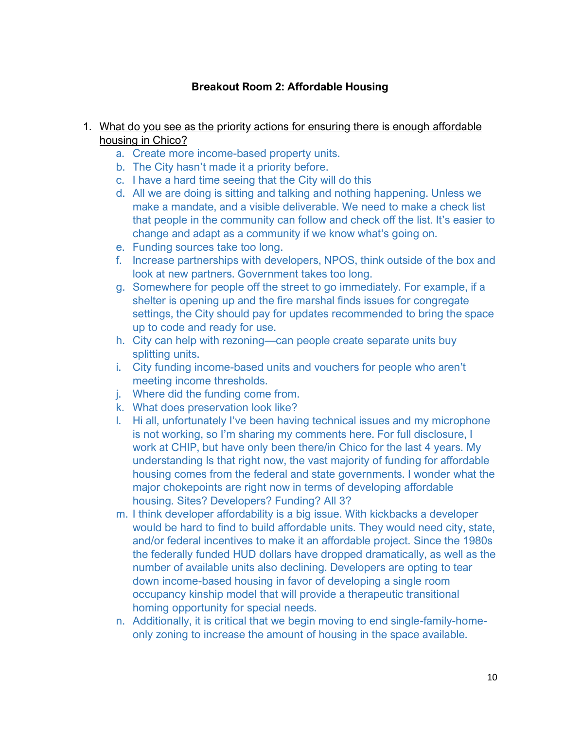**Breakout Room 2: Affordable Housing**

1. <u>What do you see as the priority actions for ensuring there is enough affordable housing in Chico?</u>
    a. Create more income-based property units.
    b. The City hasn't made it a priority before.
    c. I have a hard time seeing that the City will do this
    d. All we are doing is sitting and talking and nothing happening. Unless we make a mandate, and a visible deliverable. We need to make a check list that people in the community can follow and check off the list. It's easier to change and adapt as a community if we know what's going on.
    e. Funding sources take too long.
    f. Increase partnerships with developers, NPOS, think outside of the box and look at new partners. Government takes too long.
    g. Somewhere for people off the street to go immediately. For example, if a shelter is opening up and the fire marshal finds issues for congregate settings, the City should pay for updates recommended to bring the space up to code and ready for use.
    h. City can help with rezoning—can people create separate units buy splitting units.
    i. City funding income-based units and vouchers for people who aren't meeting income thresholds.
    j. Where did the funding come from.
    k. What does preservation look like?
    l. Hi all, unfortunately I've been having technical issues and my microphone is not working, so I'm sharing my comments here. For full disclosure, I work at CHIP, but have only been there/in Chico for the last 4 years. My understanding Is that right now, the vast majority of funding for affordable housing comes from the federal and state governments. I wonder what the major chokepoints are right now in terms of developing affordable housing. Sites? Developers? Funding? All 3?
    m. I think developer affordability is a big issue. With kickbacks a developer would be hard to find to build affordable units. They would need city, state, and/or federal incentives to make it an affordable project. Since the 1980s the federally funded HUD dollars have dropped dramatically, as well as the number of available units also declining. Developers are opting to tear down income-based housing in favor of developing a single room occupancy kinship model that will provide a therapeutic transitional homing opportunity for special needs.
    n. Additionally, it is critical that we begin moving to end single-family-home-only zoning to increase the amount of housing in the space available.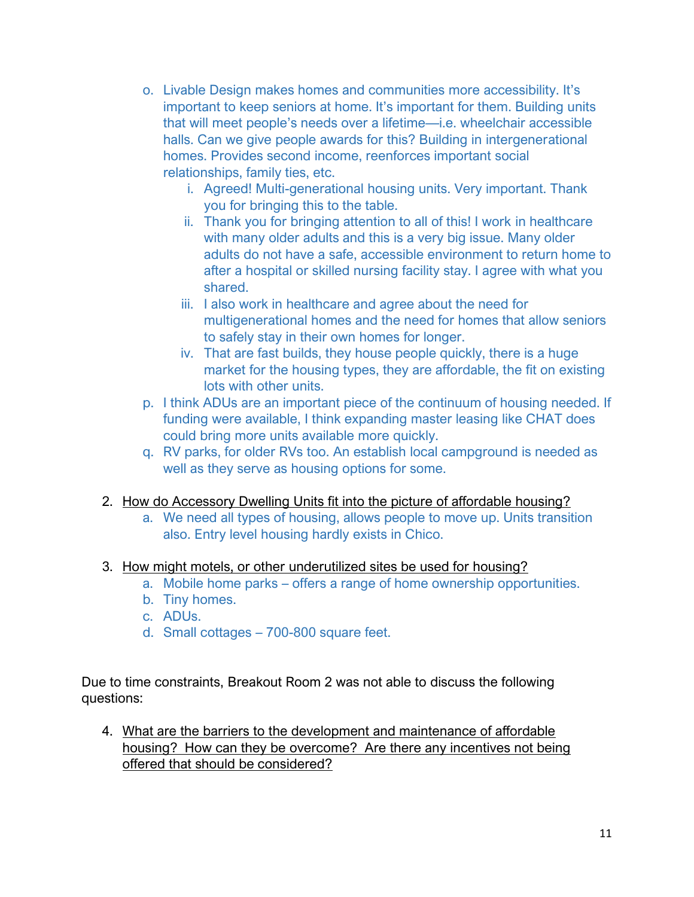o. Livable Design makes homes and communities more accessibility. It's important to keep seniors at home. It's important for them. Building units that will meet people's needs over a lifetime—i.e. wheelchair accessible halls. Can we give people awards for this? Building in intergenerational homes. Provides second income, reenforces important social relationships, family ties, etc.
   i. Agreed! Multi-generational housing units. Very important. Thank you for bringing this to the table.
   ii. Thank you for bringing attention to all of this! I work in healthcare with many older adults and this is a very big issue. Many older adults do not have a safe, accessible environment to return home to after a hospital or skilled nursing facility stay. I agree with what you shared.
   iii. I also work in healthcare and agree about the need for multigenerational homes and the need for homes that allow seniors to safely stay in their own homes for longer.
   iv. That are fast builds, they house people quickly, there is a huge market for the housing types, they are affordable, the fit on existing lots with other units.

p. I think ADUs are an important piece of the continuum of housing needed. If funding were available, I think expanding master leasing like CHAT does could bring more units available more quickly.

q. RV parks, for older RVs too. An establish local campground is needed as well as they serve as housing options for some.

2. How do Accessory Dwelling Units fit into the picture of affordable housing?
   a. We need all types of housing, allows people to move up. Units transition also. Entry level housing hardly exists in Chico.

3. How might motels, or other underutilized sites be used for housing?
   a. Mobile home parks – offers a range of home ownership opportunities.
   b. Tiny homes.
   c. ADUs.
   d. Small cottages – 700-800 square feet.

Due to time constraints, Breakout Room 2 was not able to discuss the following questions:

4. How What are the barriers to the development and maintenance of affordable housing? How can they be overcome? Are there any incentives not being offered that should be considered?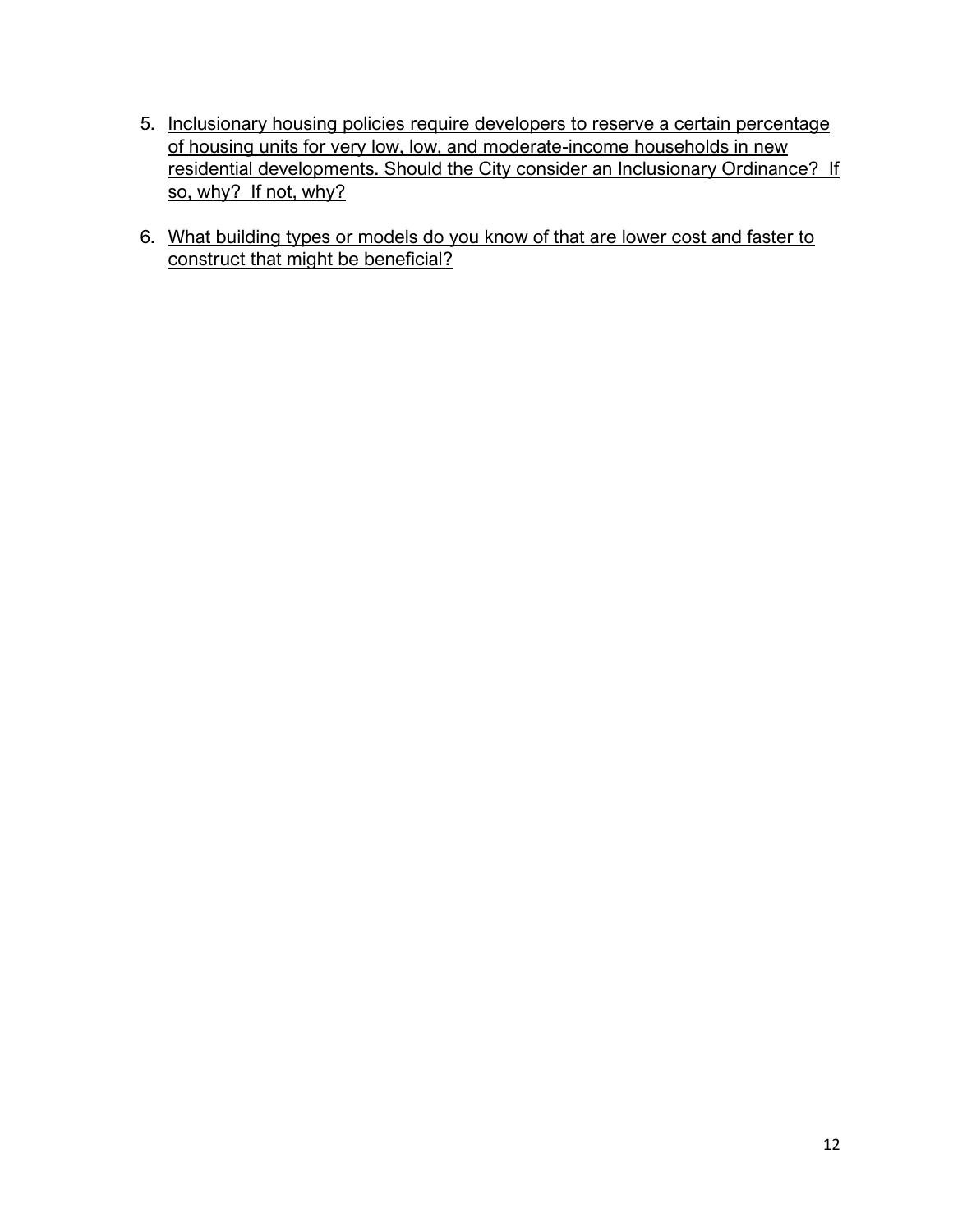5. Inclusionary housing policies require developers to reserve a certain percentage of housing units for very low, low, and moderate-income households in new residential developments. Should the City consider an Inclusionary Ordinance? If so, why? If not, why?

6. What building types or models do you know of that are lower cost and faster to construct that might be beneficial?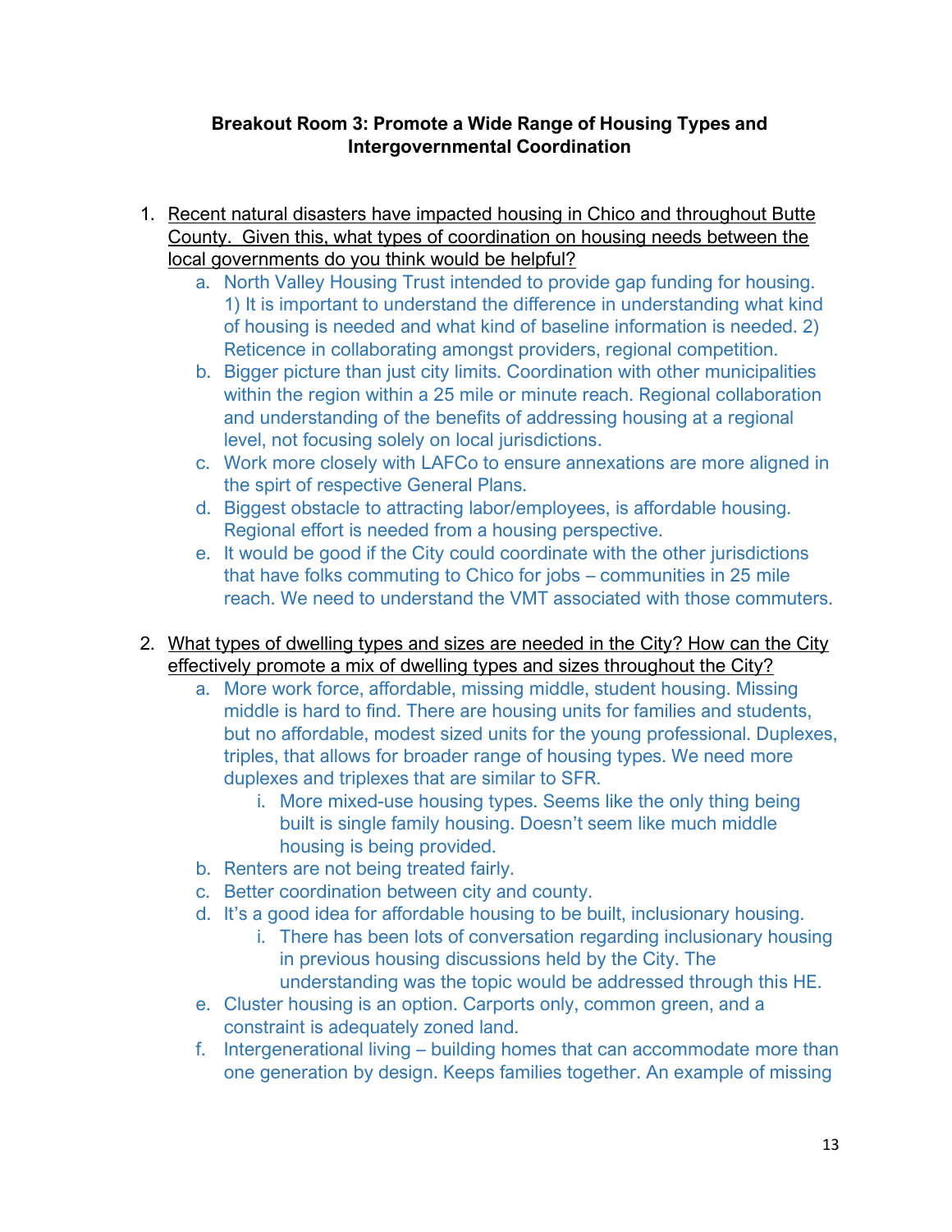**Breakout Room 3: Promote a Wide Range of Housing Types and Intergovernmental Coordination**

1. Recent natural disasters have impacted housing in Chico and throughout Butte County. Given this, what types of coordination on housing needs between the local governments do you think would be helpful?
   a. North Valley Housing Trust intended to provide gap funding for housing. 1) It is important to understand the difference in understanding what kind of housing is needed and what kind of baseline information is needed. 2) Reticence in collaborating amongst providers, regional competition.
   b. Bigger picture than just city limits. Coordination with other municipalities within the region within a 25 mile or minute reach. Regional collaboration and understanding of the benefits of addressing housing at a regional level, not focusing solely on local jurisdictions.
   c. Work more closely with LAFCo to ensure annexations are more aligned in the spirt of respective General Plans.
   d. Biggest obstacle to attracting labor/employees, is affordable housing. Regional effort is needed from a housing perspective.
   e. It would be good if the City could coordinate with the other jurisdictions that have folks commuting to Chico for jobs – communities in 25 mile reach. We need to understand the VMT associated with those commuters.

2. What types of dwelling types and sizes are needed in the City? How can the City effectively promote a mix of dwelling types and sizes throughout the City?
   a. More work force, affordable, missing middle, student housing. Missing middle is hard to find. There are housing units for families and students, but no affordable, modest sized units for the young professional. Duplexes, triples, that allows for broader range of housing types. We need more duplexes and triplexes that are similar to SFR.
      i. More mixed-use housing types. Seems like the only thing being built is single family housing. Doesn't seem like much middle housing is being provided.
   b. Renters are not being treated fairly.
   c. Better coordination between city and county.
   d. It's a good idea for affordable housing to be built, inclusionary housing.
      i. There has been lots of conversation regarding inclusionary housing in previous housing discussions held by the City. The understanding was the topic would be addressed through this HE.
   e. Cluster housing is an option. Carports only, common green, and a constraint is adequately zoned land.
   f. Intergenerational living – building homes that can accommodate more than one generation by design. Keeps families together. An example of missing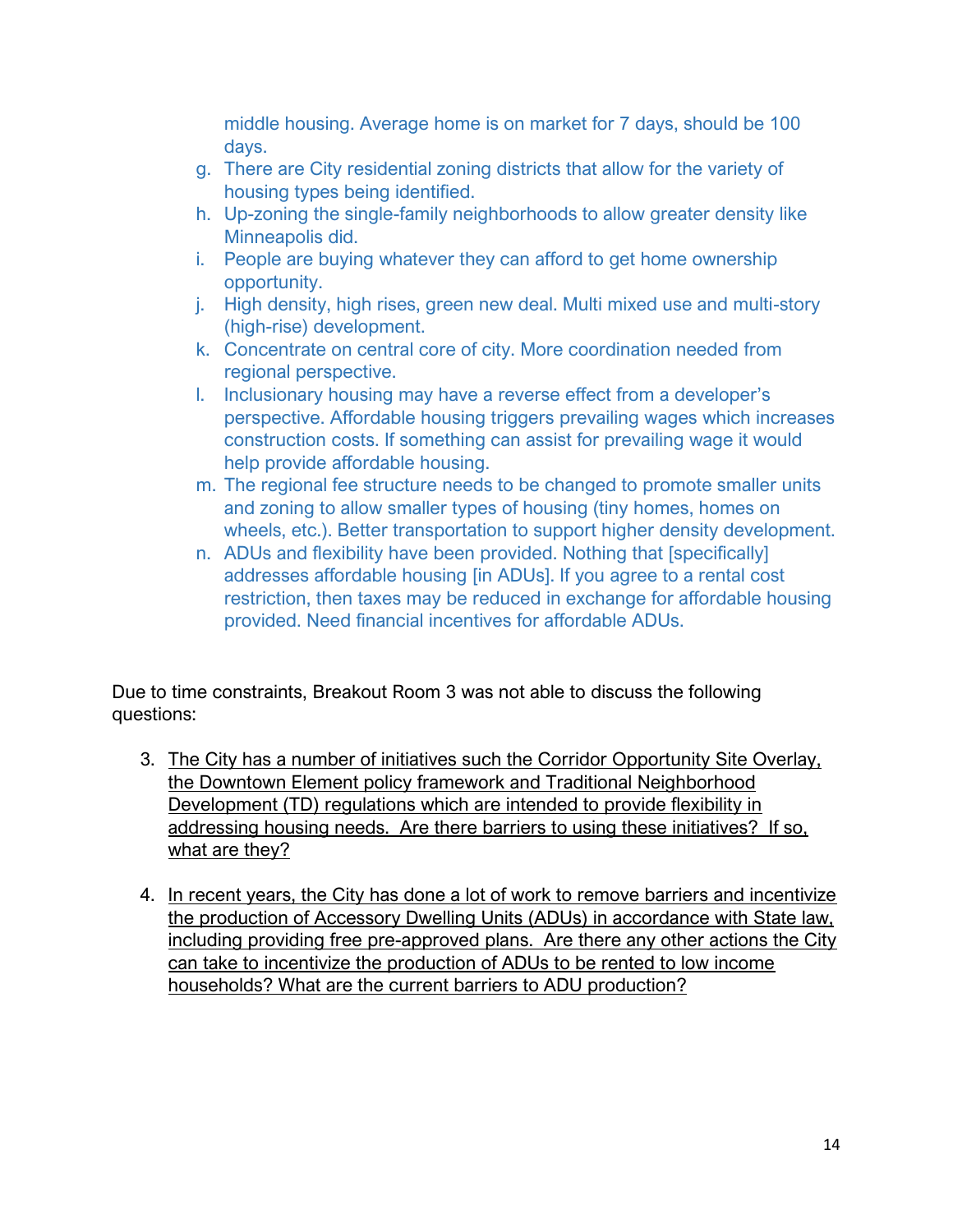middle housing. Average home is on market for 7 days, should be 100 days.

g. There are City residential zoning districts that allow for the variety of housing types being identified.
h. Up-zoning the single-family neighborhoods to allow greater density like Minneapolis did.
i. People are buying whatever they can afford to get home ownership opportunity.
j. High density, high rises, green new deal. Multi mixed use and multi-story (high-rise) development.
k. Concentrate on central core of city. More coordination needed from regional perspective.
l. Inclusionary housing may have a reverse effect from a developer's perspective. Affordable housing triggers prevailing wages which increases construction costs. If something can assist for prevailing wage it would help provide affordable housing.
m. The regional fee structure needs to be changed to promote smaller units and zoning to allow smaller types of housing (tiny homes, homes on wheels, etc.). Better transportation to support higher density development.
n. ADUs and flexibility have been provided. Nothing that [specifically] addresses affordable housing [in ADUs]. If you agree to a rental cost restriction, then taxes may be reduced in exchange for affordable housing provided. Need financial incentives for affordable ADUs.

Due to time constraints, Breakout Room 3 was not able to discuss the following questions:

3. <u>The City has a number of initiatives such the Corridor Opportunity Site Overlay, the Downtown Element policy framework and Traditional Neighborhood Development (TD) regulations which are intended to provide flexibility in addressing housing needs. Are there barriers to using these initiatives? If so, what are they?</u>

4. <u>In recent years, the City has done a lot of work to remove barriers and incentivize the production of Accessory Dwelling Units (ADUs) in accordance with State law, including providing free pre-approved plans. Are there any other actions the City can take to incentivize the production of ADUs to be rented to low income households? What are the current barriers to ADU production?</u>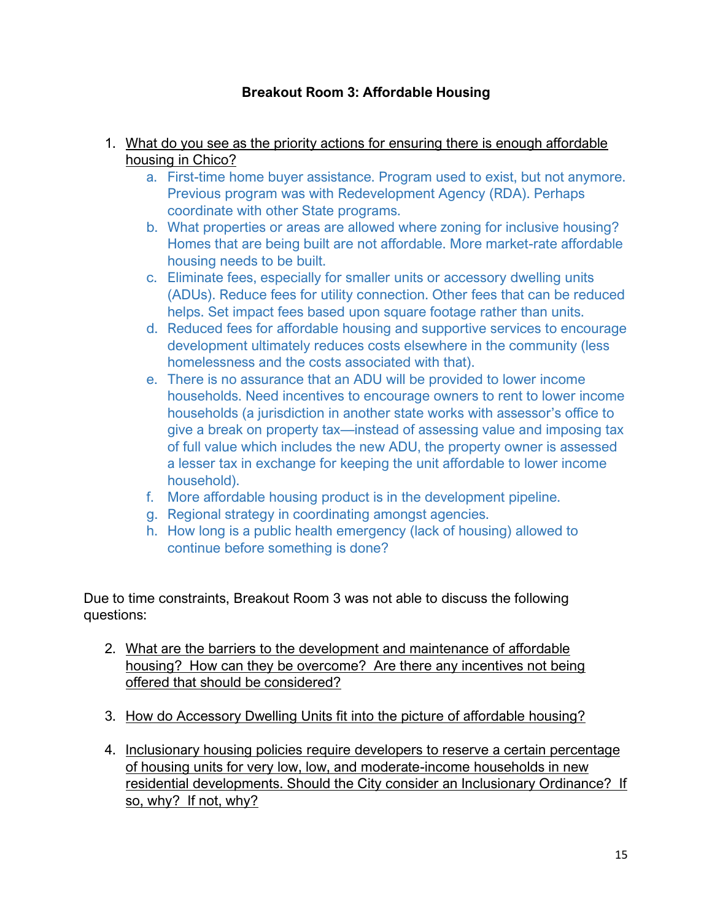**Breakout Room 3: Affordable Housing**

1. What do you see as the priority actions for ensuring there is enough affordable housing in Chico?
   a. First-time home buyer assistance. Program used to exist, but not anymore. Previous program was with Redevelopment Agency (RDA). Perhaps coordinate with other State programs.
   b. What properties or areas are allowed where zoning for inclusive housing? Homes that are being built are not affordable. More market-rate affordable housing needs to be built.
   c. Eliminate fees, especially for smaller units or accessory dwelling units (ADUs). Reduce fees for utility connection. Other fees that can be reduced helps. Set impact fees based upon square footage rather than units.
   d. Reduced fees for affordable housing and supportive services to encourage development ultimately reduces costs elsewhere in the community (less homelessness and the costs associated with that).
   e. There is no assurance that an ADU will be provided to lower income households. Need incentives to encourage owners to rent to lower income households (a jurisdiction in another state works with assessor's office to give a break on property tax—instead of assessing value and imposing tax of full value which includes the new ADU, the property owner is assessed a lesser tax in exchange for keeping the unit affordable to lower income household).
   f. More affordable housing product is in the development pipeline.
   g. Regional strategy in coordinating amongst agencies.
   h. How long is a public health emergency (lack of housing) allowed to continue before something is done?

Due to time constraints, Breakout Room 3 was not able to discuss the following questions:

2. What are the barriers to the development and maintenance of affordable housing? How can they be overcome? Are there any incentives not being offered that should be considered?

3. How do Accessory Dwelling Units fit into the picture of affordable housing?

4. Inclusionary housing policies require developers to reserve a certain percentage of housing units for very low, low, and moderate-income households in new residential developments. Should the City consider an Inclusionary Ordinance? If so, why? If not, why?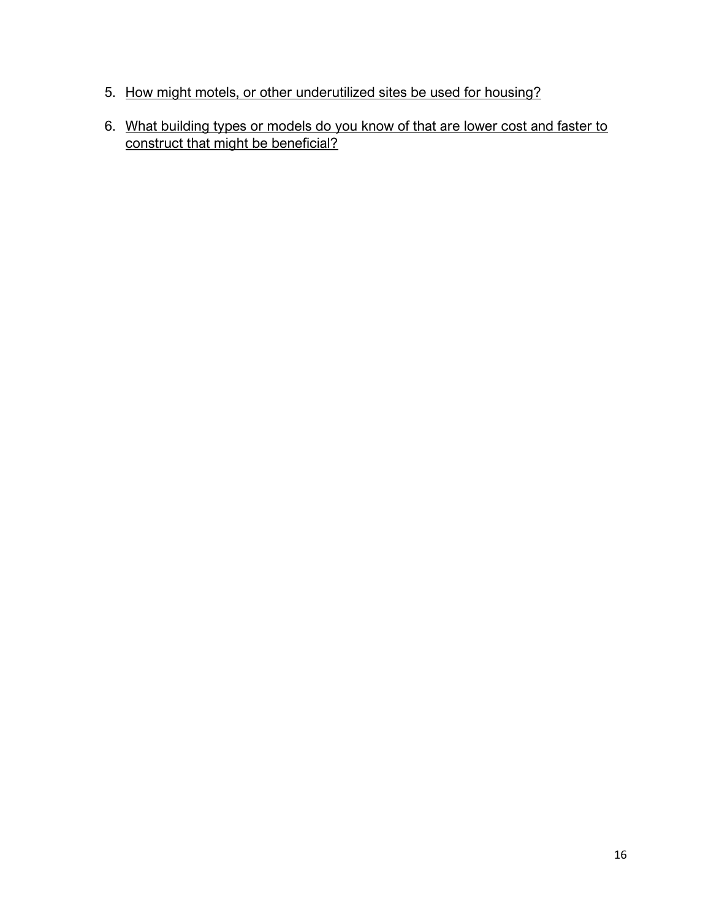5. How might motels, or other underutilized sites be used for housing?

6. What building types or models do you know of that are lower cost and faster to construct that might be beneficial?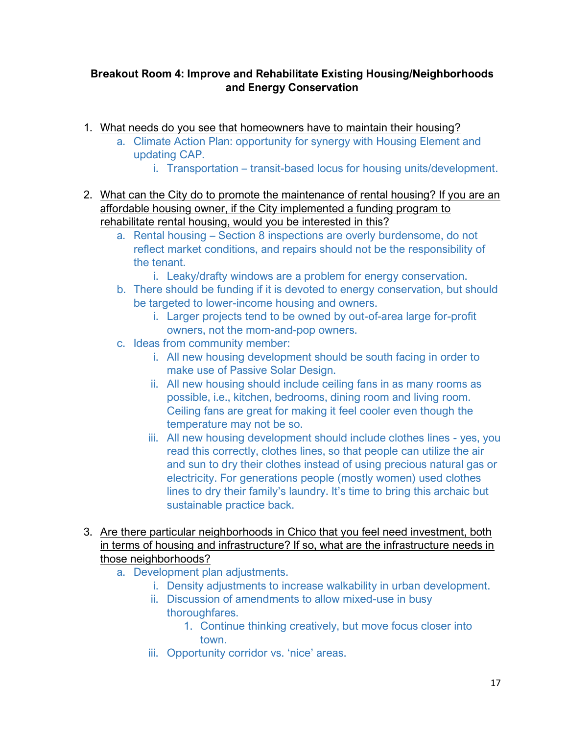**Breakout Room 4: Improve and Rehabilitate Existing Housing/Neighborhoods and Energy Conservation**

1. What needs do you see that homeowners have to maintain their housing?
    a. Climate Action Plan: opportunity for synergy with Housing Element and updating CAP.
        i. Transportation – transit-based locus for housing units/development.

2. What can the City do to promote the maintenance of rental housing? If you are an affordable housing owner, if the City implemented a funding program to rehabilitate rental housing, would you be interested in this?
    a. Rental housing – Section 8 inspections are overly burdensome, do not reflect market conditions, and repairs should not be the responsibility of the tenant.
        i. Leaky/drafty windows are a problem for energy conservation.
    b. There should be funding if it is devoted to energy conservation, but should be targeted to lower-income housing and owners.
        i. Larger projects tend to be owned by out-of-area large for-profit owners, not the mom-and-pop owners.
    c. Ideas from community member:
        i. All new housing development should be south facing in order to make use of Passive Solar Design.
        ii. All new housing should include ceiling fans in as many rooms as possible, i.e., kitchen, bedrooms, dining room and living room. Ceiling fans are great for making it feel cooler even though the temperature may not be so.
        iii. All new housing development should include clothes lines - yes, you read this correctly, clothes lines, so that people can utilize the air and sun to dry their clothes instead of using precious natural gas or electricity. For generations people (mostly women) used clothes lines to dry their family's laundry. It's time to bring this archaic but sustainable practice back.

3. Are there particular neighborhoods in Chico that you feel need investment, both in terms of housing and infrastructure? If so, what are the infrastructure needs in those neighborhoods?
    a. Development plan adjustments.
        i. Density adjustments to increase walkability in urban development.
        ii. Discussion of amendments to allow mixed-use in busy thoroughfares.
            1. Continue thinking creatively, but move focus closer into town.
        iii. Opportunity corridor vs. 'nice' areas.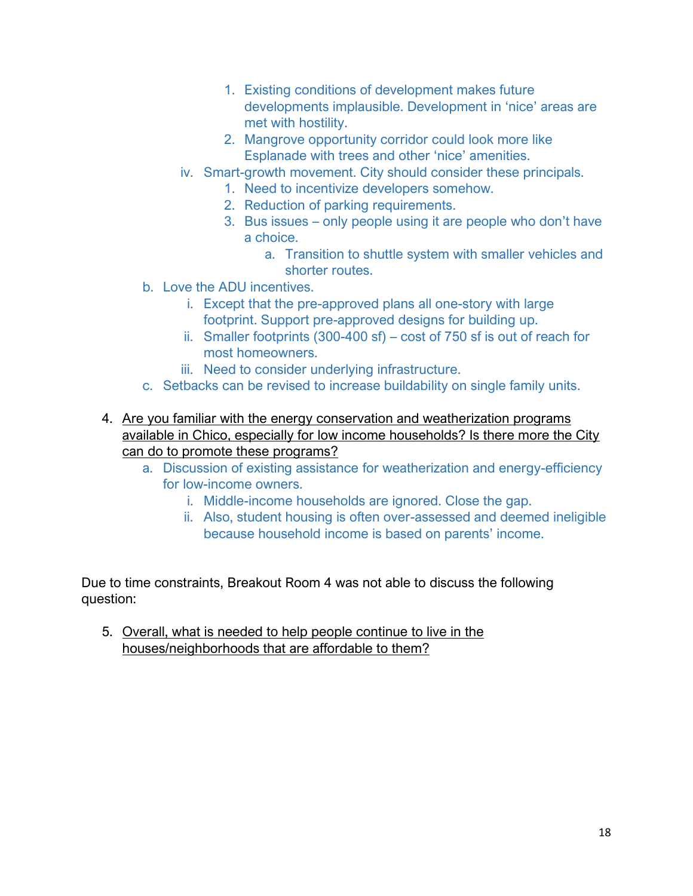1. Existing conditions of development makes future developments implausible. Development in 'nice' areas are met with hostility.
            2. Mangrove opportunity corridor could look more like Esplanade with trees and other 'nice' amenities.
        iv. Smart-growth movement. City should consider these principals.
            1. Need to incentivize developers somehow.
            2. Reduction of parking requirements.
            3. Bus issues – only people using it are people who don't have a choice.
                a. Transition to shuttle system with smaller vehicles and shorter routes.
    b. Love the ADU incentives.
        i. Except that the pre-approved plans all one-story with large footprint. Support pre-approved designs for building up.
        ii. Smaller footprints (300-400 sf) – cost of 750 sf is out of reach for most homeowners.
        iii. Need to consider underlying infrastructure.
    c. Setbacks can be revised to increase buildability on single family units.

4. <u>Are you familiar with the energy conservation and weatherization programs available in Chico, especially for low income households? Is there more the City can do to promote these programs?</u>
    a. Discussion of existing assistance for weatherization and energy-efficiency for low-income owners.
        i. Middle-income households are ignored. Close the gap.
        ii. Also, student housing is often over-assessed and deemed ineligible because household income is based on parents' income.

Due to time constraints, Breakout Room 4 was not able to discuss the following question:

5. <u>Overall, what is needed to help people continue to live in the houses/neighborhoods that are affordable to them?</u>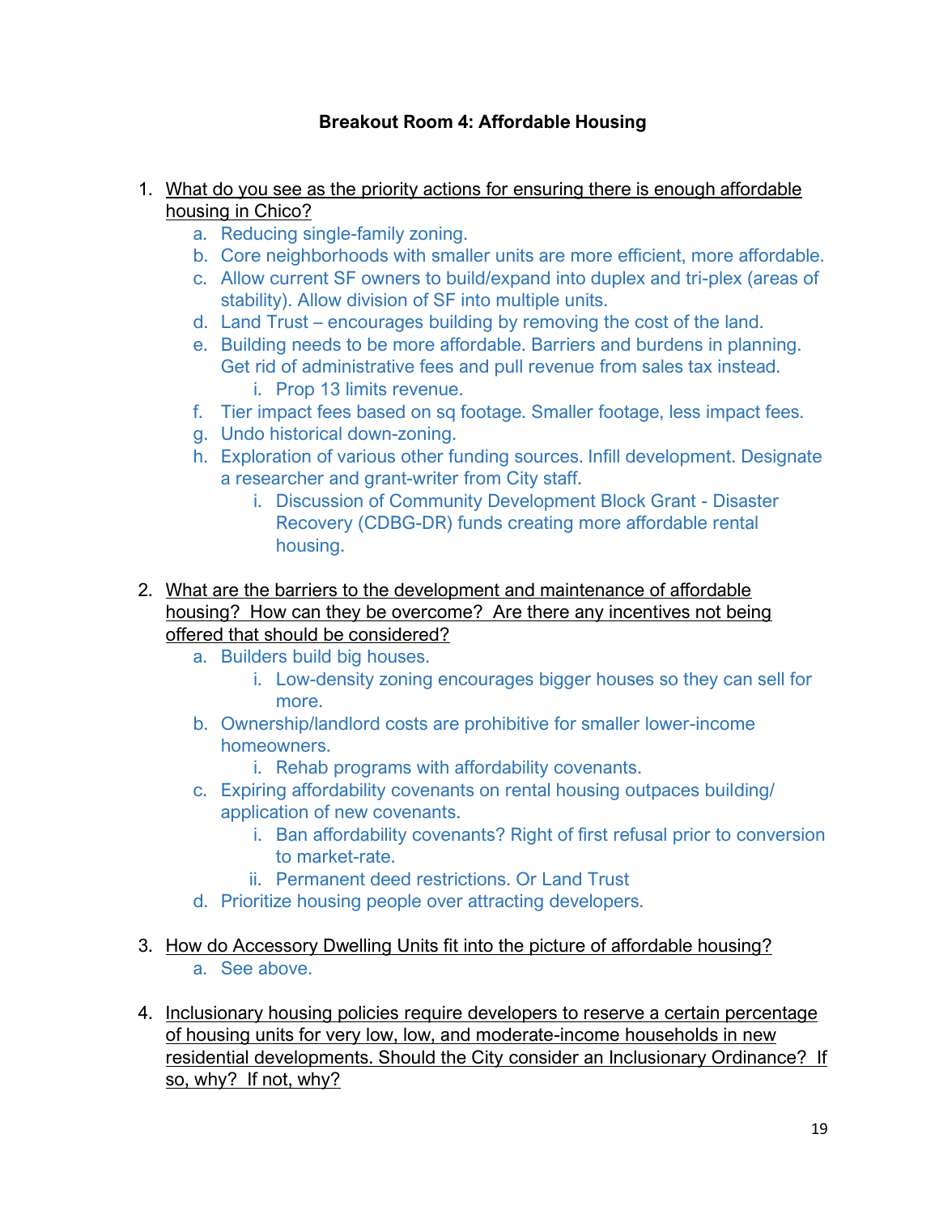**Breakout Room 4: Affordable Housing**

1. <u>What do you see as the priority actions for ensuring there is enough affordable housing in Chico?</u>
    a. Reducing single-family zoning.
    b. Core neighborhoods with smaller units are more efficient, more affordable.
    c. Allow current SF owners to build/expand into duplex and tri-plex (areas of stability). Allow division of SF into multiple units.
    d. Land Trust – encourages building by removing the cost of the land.
    e. Building needs to be more affordable. Barriers and burdens in planning. Get rid of administrative fees and pull revenue from sales tax instead.
        i. Prop 13 limits revenue.
    f. Tier impact fees based on sq footage. Smaller footage, less impact fees.
    g. Undo historical down-zoning.
    h. Exploration of various other funding sources. Infill development. Designate a researcher and grant-writer from City staff.
        i. Discussion of Community Development Block Grant - Disaster Recovery (CDBG-DR) funds creating more affordable rental housing.

2. <u>What are the barriers to the development and maintenance of affordable housing? How can they be overcome? Are there any incentives not being offered that should be considered?</u>
    a. Builders build big houses.
        i. Low-density zoning encourages bigger houses so they can sell for more.
    b. Ownership/landlord costs are prohibitive for smaller lower-income homeowners.
        i. Rehab programs with affordability covenants.
    c. Expiring affordability covenants on rental housing outpaces building/ application of new covenants.
        i. Ban affordability covenants? Right of first refusal prior to conversion to market-rate.
        ii. Permanent deed restrictions. Or Land Trust
    d. Prioritize housing people over attracting developers.

3. <u>How do Accessory Dwelling Units fit into the picture of affordable housing?</u>
    a. See above.

4. <u>Inclusionary housing policies require developers to reserve a certain percentage of housing units for very low, low, and moderate-income households in new residential developments. Should the City consider an Inclusionary Ordinance? If so, why? If not, why?</u>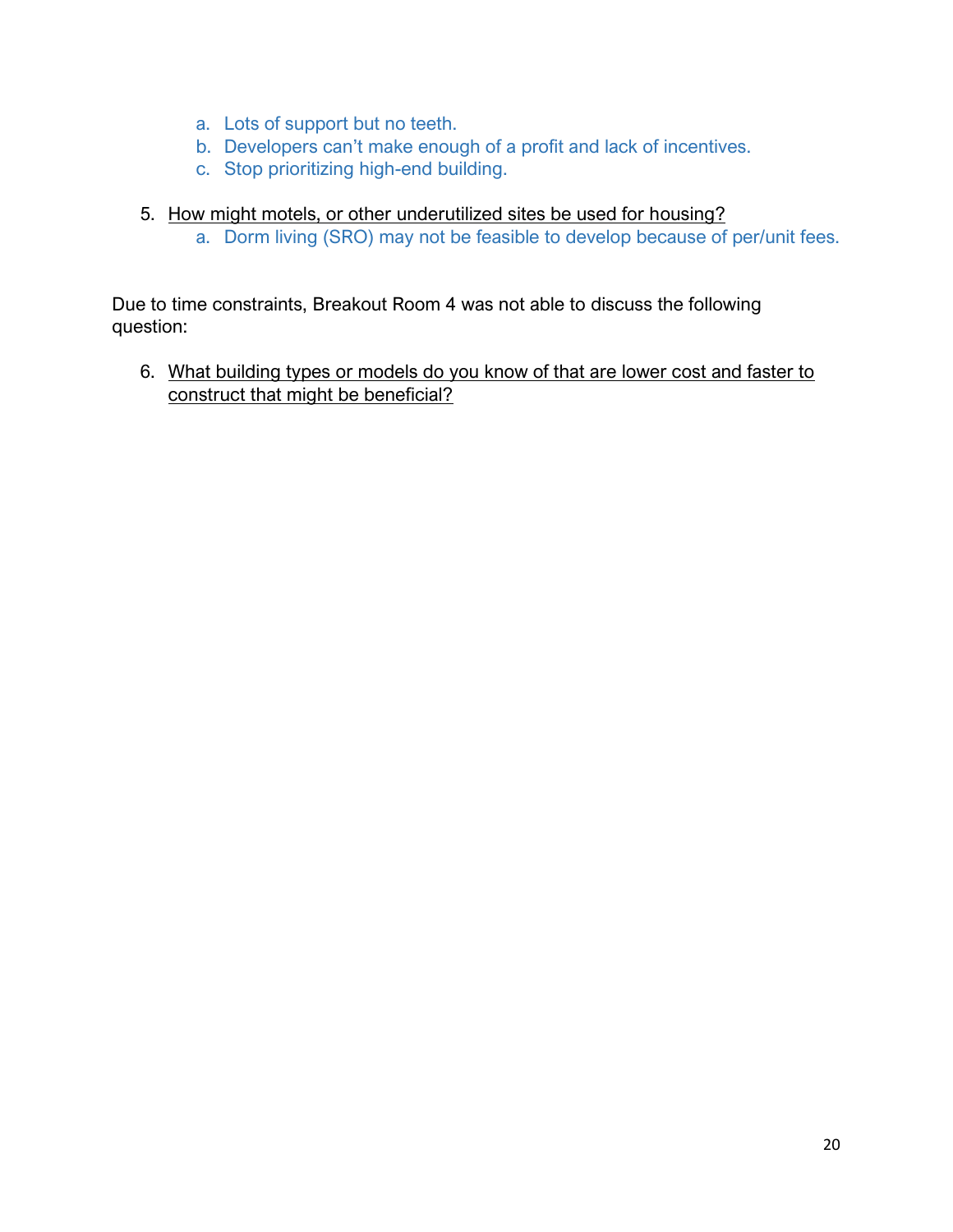a. Lots of support but no teeth.
   b. Developers can't make enough of a profit and lack of incentives.
   c. Stop prioritizing high-end building.

5. <u>How might motels, or other underutilized sites be used for housing?</u>
   a. Dorm living (SRO) may not be feasible to develop because of per/unit fees.

Due to time constraints, Breakout Room 4 was not able to discuss the following question:

6. <u>What building types or models do you know of that are lower cost and faster to construct that might be beneficial?</u>